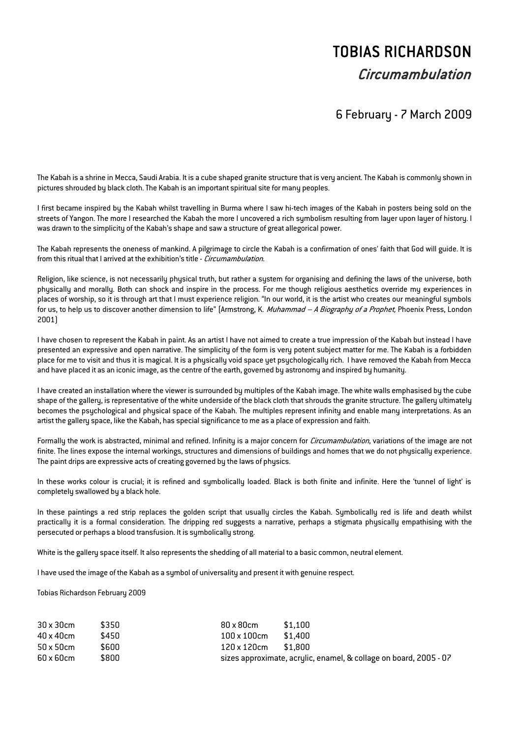# TOBIAS RICHARDSON

## *Circumambulation*

### 6 February - 7 March 2009

The Kabah is a shrine in Mecca, Saudi Arabia. It is a cube shaped granite structure that is very ancient. The Kabah is commonly shown in pictures shrouded by black cloth. The Kabah is an important spiritual site for many peoples.

I first became inspired by the Kabah whilst travelling in Burma where I saw hi-tech images of the Kabah in posters being sold on the streets of Yangon. The more I researched the Kabah the more I uncovered a rich symbolism resulting from layer upon layer of history. I was drawn to the simplicity of the Kabah's shape and saw a structure of great allegorical power.

The Kabah represents the oneness of mankind. A pilgrimage to circle the Kabah is a confirmation of ones' faith that God will guide. It is from this ritual that I arrived at the exhibition's title - *Circumambulation*.

Religion, like science, is not necessarily physical truth, but rather a system for organising and defining the laws of the universe, both physically and morally. Both can shock and inspire in the process. For me though religious aesthetics override my experiences in places of worship, so it is through art that I must experience religion. "In our world, it is the artist who creates our meaningful symbols for us, to help us to discover another dimension to life" (Armstrong, K. *Muhammad – A Biography of a Prophet,* Phoenix Press, London 2001)

I have chosen to represent the Kabah in paint. As an artist I have not aimed to create a true impression of the Kabah but instead I have presented an expressive and open narrative. The simplicity of the form is very potent subject matter for me. The Kabah is a forbidden place for me to visit and thus it is magical. It is a physically void space yet psychologically rich. I have removed the Kabah from Mecca and have placed it as an iconic image, as the centre of the earth, governed by astronomy and inspired by humanity.

I have created an installation where the viewer is surrounded by multiples of the Kabah image. The white walls emphasised by the cube shape of the gallery, is representative of the white underside of the black cloth that shrouds the granite structure. The gallery ultimately becomes the psychological and physical space of the Kabah. The multiples represent infinity and enable many interpretations. As an artist the gallery space, like the Kabah, has special significance to me as a place of expression and faith.

Formally the work is abstracted, minimal and refined. Infinity is a major concern for *Circumambulation*, variations of the image are not finite. The lines expose the internal workings, structures and dimensions of buildings and homes that we do not physically experience. The paint drips are expressive acts of creating governed by the laws of physics.

In these works colour is crucial; it is refined and symbolically loaded. Black is both finite and infinite. Here the 'tunnel of light' is completely swallowed by a black hole.

In these paintings a red strip replaces the golden script that usually circles the Kabah. Symbolically red is life and death whilst practically it is a formal consideration. The dripping red suggests a narrative, perhaps a stigmata physically empathising with the persecuted or perhaps a blood transfusion. It is symbolically strong.

White is the gallery space itself. It also represents the shedding of all material to a basic common, neutral element.

I have used the image of the Kabah as a symbol of universality and present it with genuine respect.

Tobias Richardson February 2009

| | | | |
|---|---|---|---|
| 30 x 30cm | $350 | 80 x 80cm | $1,100 |
| 40 x 40cm | $450 | 100 x 100cm | $1,400 |
| 50 x 50cm | $600 | 120 x 120cm | $1,800 |
| 60 x 60cm | $800 | sizes approximate, acrylic, enamel, & collage on board, 2005 - 07 | |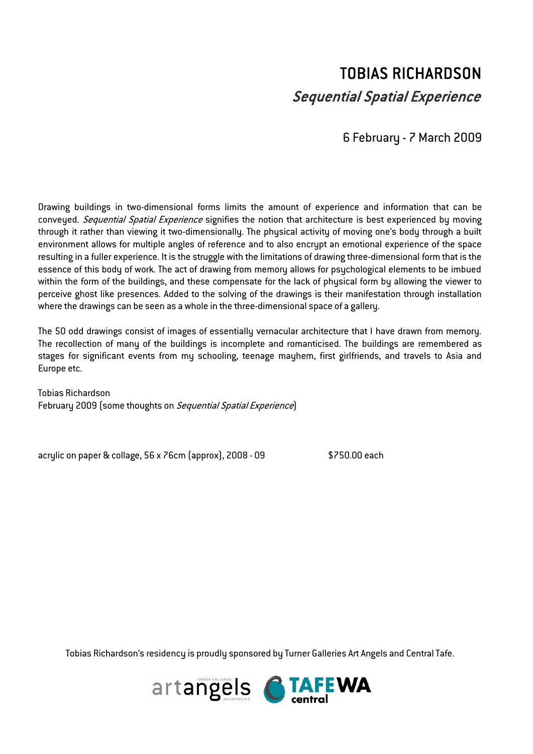# TOBIAS RICHARDSON

## *Sequential Spatial Experience*

6 February - 7 March 2009

Drawing buildings in two-dimensional forms limits the amount of experience and information that can be conveyed. *Sequential Spatial Experience* signifies the notion that architecture is best experienced by moving through it rather than viewing it two-dimensionally. The physical activity of moving one's body through a built environment allows for multiple angles of reference and to also encrypt an emotional experience of the space resulting in a fuller experience. It is the struggle with the limitations of drawing three-dimensional form that is the essence of this body of work. The act of drawing from memory allows for psychological elements to be imbued within the form of the buildings, and these compensate for the lack of physical form by allowing the viewer to perceive ghost like presences. Added to the solving of the drawings is their manifestation through installation where the drawings can be seen as a whole in the three-dimensional space of a gallery.

The 50 odd drawings consist of images of essentially vernacular architecture that I have drawn from memory. The recollection of many of the buildings is incomplete and romanticised. The buildings are remembered as stages for significant events from my schooling, teenage mayhem, first girlfriends, and travels to Asia and Europe etc.

Tobias Richardson
February 2009 (some thoughts on *Sequential Spatial Experience*)

acrylic on paper & collage, 56 x 76cm (approx), 2008 - 09 $750.00 each

Tobias Richardson's residency is proudly sponsored by Turner Galleries Art Angels and Central Tafe.

artangels TURNER GALLERIES INCORPORATED TAFEWA central